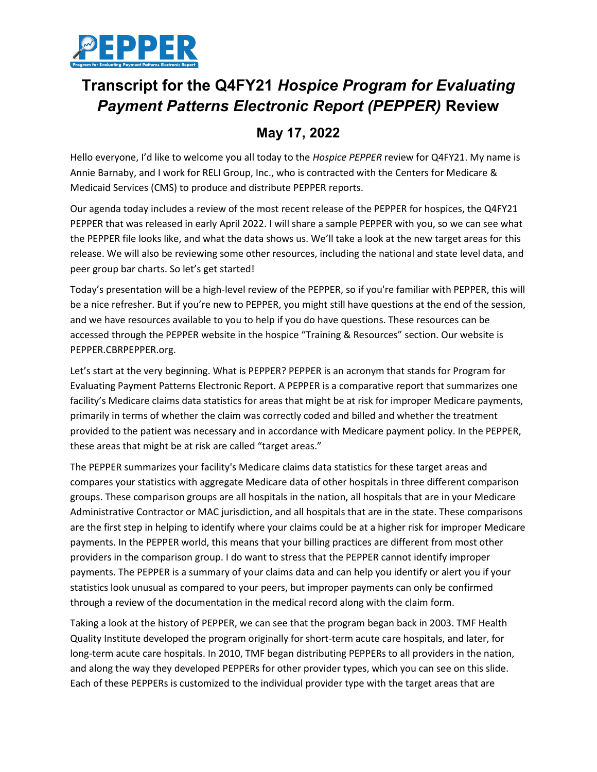# Transcript for the Q4FY21 *Hospice Program for Evaluating Payment Patterns Electronic Report (PEPPER)* Review

## May 17, 2022

Hello everyone, I'd like to welcome you all today to the *Hospice PEPPER* review for Q4FY21. My name is Annie Barnaby, and I work for RELI Group, Inc., who is contracted with the Centers for Medicare & Medicaid Services (CMS) to produce and distribute PEPPER reports.

Our agenda today includes a review of the most recent release of the PEPPER for hospices, the Q4FY21 PEPPER that was released in early April 2022. I will share a sample PEPPER with you, so we can see what the PEPPER file looks like, and what the data shows us. We'll take a look at the new target areas for this release. We will also be reviewing some other resources, including the national and state level data, and peer group bar charts. So let's get started!

Today's presentation will be a high-level review of the PEPPER, so if you're familiar with PEPPER, this will be a nice refresher. But if you're new to PEPPER, you might still have questions at the end of the session, and we have resources available to you to help if you do have questions. These resources can be accessed through the PEPPER website in the hospice "Training & Resources" section. Our website is PEPPER.CBRPEPPER.org.

Let's start at the very beginning. What is PEPPER? PEPPER is an acronym that stands for Program for Evaluating Payment Patterns Electronic Report. A PEPPER is a comparative report that summarizes one facility's Medicare claims data statistics for areas that might be at risk for improper Medicare payments, primarily in terms of whether the claim was correctly coded and billed and whether the treatment provided to the patient was necessary and in accordance with Medicare payment policy. In the PEPPER, these areas that might be at risk are called "target areas."

The PEPPER summarizes your facility's Medicare claims data statistics for these target areas and compares your statistics with aggregate Medicare data of other hospitals in three different comparison groups. These comparison groups are all hospitals in the nation, all hospitals that are in your Medicare Administrative Contractor or MAC jurisdiction, and all hospitals that are in the state. These comparisons are the first step in helping to identify where your claims could be at a higher risk for improper Medicare payments. In the PEPPER world, this means that your billing practices are different from most other providers in the comparison group. I do want to stress that the PEPPER cannot identify improper payments. The PEPPER is a summary of your claims data and can help you identify or alert you if your statistics look unusual as compared to your peers, but improper payments can only be confirmed through a review of the documentation in the medical record along with the claim form.

Taking a look at the history of PEPPER, we can see that the program began back in 2003. TMF Health Quality Institute developed the program originally for short-term acute care hospitals, and later, for long-term acute care hospitals. In 2010, TMF began distributing PEPPERs to all providers in the nation, and along the way they developed PEPPERs for other provider types, which you can see on this slide. Each of these PEPPERs is customized to the individual provider type with the target areas that are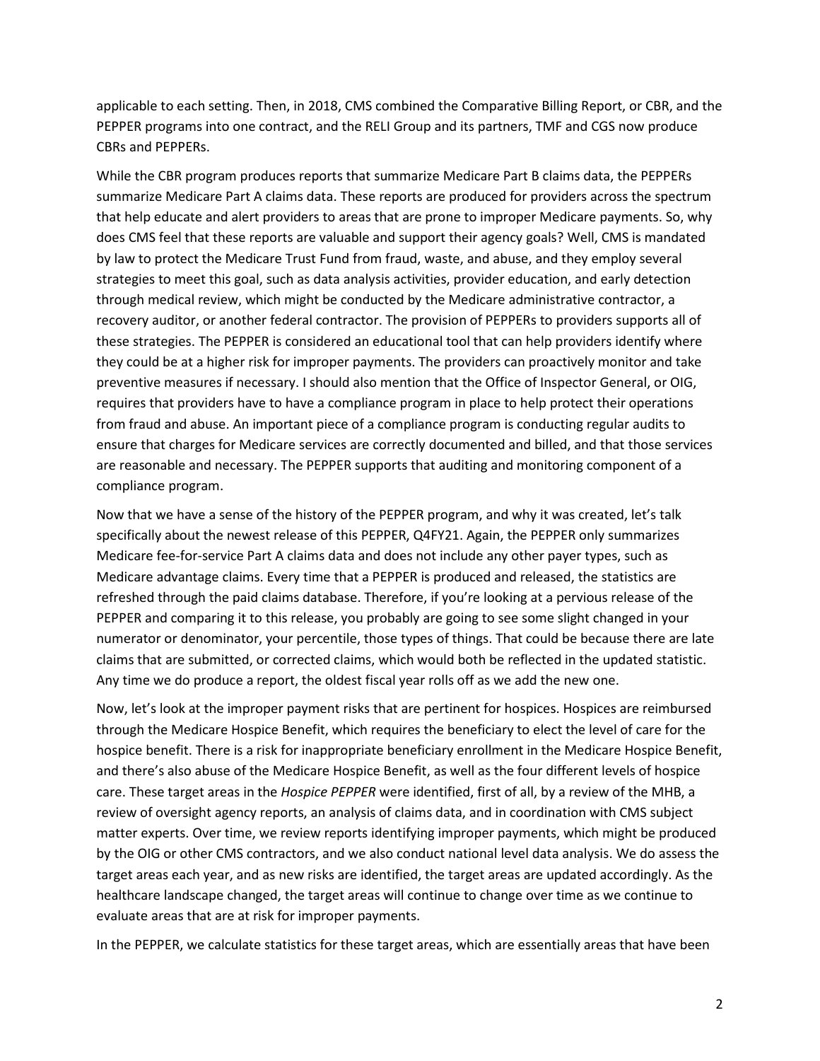applicable to each setting. Then, in 2018, CMS combined the Comparative Billing Report, or CBR, and the PEPPER programs into one contract, and the RELI Group and its partners, TMF and CGS now produce CBRs and PEPPERs.

While the CBR program produces reports that summarize Medicare Part B claims data, the PEPPERs summarize Medicare Part A claims data. These reports are produced for providers across the spectrum that help educate and alert providers to areas that are prone to improper Medicare payments. So, why does CMS feel that these reports are valuable and support their agency goals? Well, CMS is mandated by law to protect the Medicare Trust Fund from fraud, waste, and abuse, and they employ several strategies to meet this goal, such as data analysis activities, provider education, and early detection through medical review, which might be conducted by the Medicare administrative contractor, a recovery auditor, or another federal contractor. The provision of PEPPERs to providers supports all of these strategies. The PEPPER is considered an educational tool that can help providers identify where they could be at a higher risk for improper payments. The providers can proactively monitor and take preventive measures if necessary. I should also mention that the Office of Inspector General, or OIG, requires that providers have to have a compliance program in place to help protect their operations from fraud and abuse. An important piece of a compliance program is conducting regular audits to ensure that charges for Medicare services are correctly documented and billed, and that those services are reasonable and necessary. The PEPPER supports that auditing and monitoring component of a compliance program.

Now that we have a sense of the history of the PEPPER program, and why it was created, let's talk specifically about the newest release of this PEPPER, Q4FY21. Again, the PEPPER only summarizes Medicare fee-for-service Part A claims data and does not include any other payer types, such as Medicare advantage claims. Every time that a PEPPER is produced and released, the statistics are refreshed through the paid claims database. Therefore, if you're looking at a pervious release of the PEPPER and comparing it to this release, you probably are going to see some slight changed in your numerator or denominator, your percentile, those types of things. That could be because there are late claims that are submitted, or corrected claims, which would both be reflected in the updated statistic. Any time we do produce a report, the oldest fiscal year rolls off as we add the new one.

Now, let's look at the improper payment risks that are pertinent for hospices. Hospices are reimbursed through the Medicare Hospice Benefit, which requires the beneficiary to elect the level of care for the hospice benefit. There is a risk for inappropriate beneficiary enrollment in the Medicare Hospice Benefit, and there's also abuse of the Medicare Hospice Benefit, as well as the four different levels of hospice care. These target areas in the *Hospice PEPPER* were identified, first of all, by a review of the MHB, a review of oversight agency reports, an analysis of claims data, and in coordination with CMS subject matter experts. Over time, we review reports identifying improper payments, which might be produced by the OIG or other CMS contractors, and we also conduct national level data analysis. We do assess the target areas each year, and as new risks are identified, the target areas are updated accordingly. As the healthcare landscape changed, the target areas will continue to change over time as we continue to evaluate areas that are at risk for improper payments.

In the PEPPER, we calculate statistics for these target areas, which are essentially areas that have been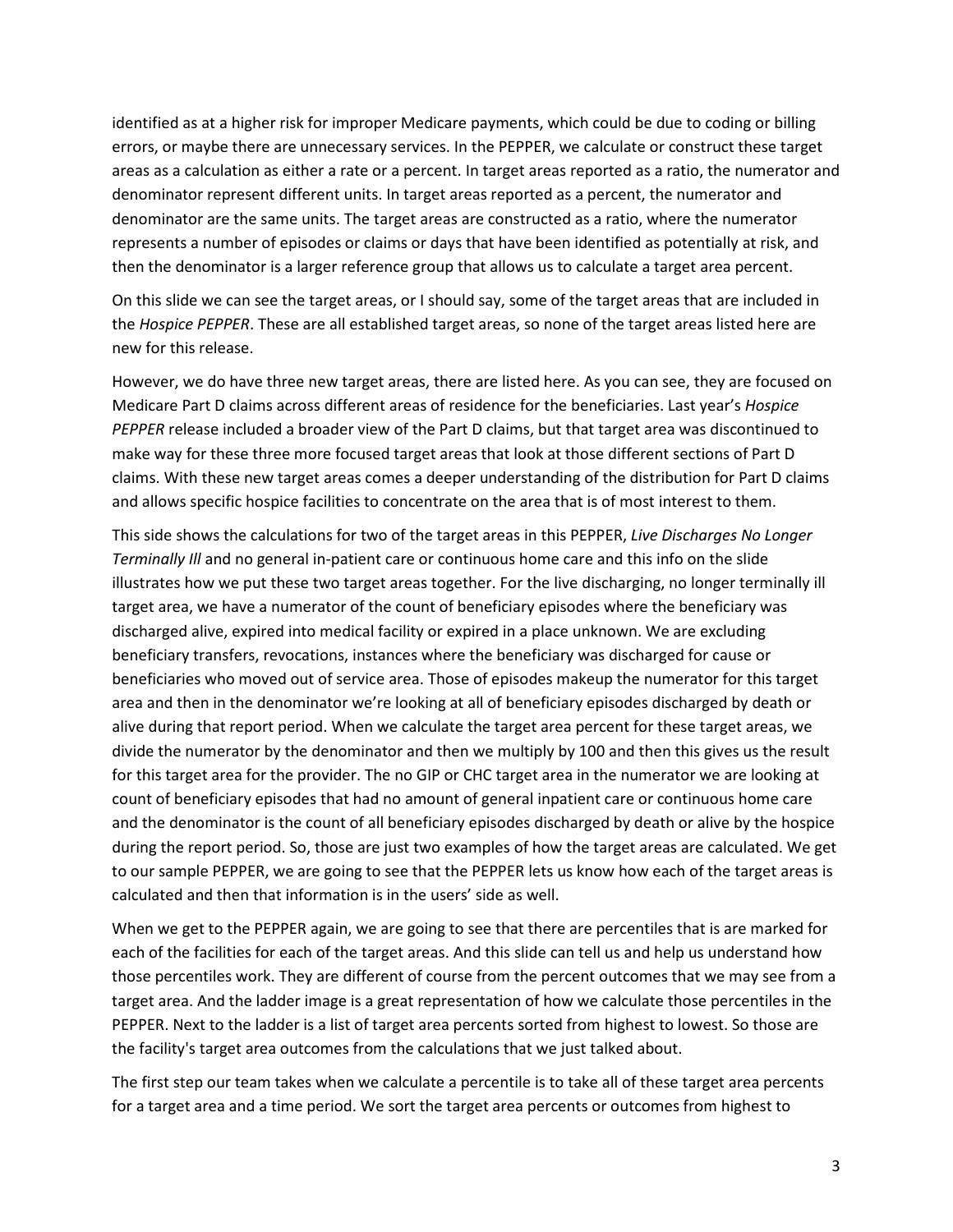identified as at a higher risk for improper Medicare payments, which could be due to coding or billing errors, or maybe there are unnecessary services. In the PEPPER, we calculate or construct these target areas as a calculation as either a rate or a percent. In target areas reported as a ratio, the numerator and denominator represent different units. In target areas reported as a percent, the numerator and denominator are the same units. The target areas are constructed as a ratio, where the numerator represents a number of episodes or claims or days that have been identified as potentially at risk, and then the denominator is a larger reference group that allows us to calculate a target area percent.

On this slide we can see the target areas, or I should say, some of the target areas that are included in the *Hospice PEPPER*. These are all established target areas, so none of the target areas listed here are new for this release.

However, we do have three new target areas, there are listed here. As you can see, they are focused on Medicare Part D claims across different areas of residence for the beneficiaries. Last year's *Hospice PEPPER* release included a broader view of the Part D claims, but that target area was discontinued to make way for these three more focused target areas that look at those different sections of Part D claims. With these new target areas comes a deeper understanding of the distribution for Part D claims and allows specific hospice facilities to concentrate on the area that is of most interest to them.

This side shows the calculations for two of the target areas in this PEPPER, *Live Discharges No Longer Terminally Ill* and no general in-patient care or continuous home care and this info on the slide illustrates how we put these two target areas together. For the live discharging, no longer terminally ill target area, we have a numerator of the count of beneficiary episodes where the beneficiary was discharged alive, expired into medical facility or expired in a place unknown. We are excluding beneficiary transfers, revocations, instances where the beneficiary was discharged for cause or beneficiaries who moved out of service area. Those of episodes makeup the numerator for this target area and then in the denominator we're looking at all of beneficiary episodes discharged by death or alive during that report period. When we calculate the target area percent for these target areas, we divide the numerator by the denominator and then we multiply by 100 and then this gives us the result for this target area for the provider. The no GIP or CHC target area in the numerator we are looking at count of beneficiary episodes that had no amount of general inpatient care or continuous home care and the denominator is the count of all beneficiary episodes discharged by death or alive by the hospice during the report period. So, those are just two examples of how the target areas are calculated. We get to our sample PEPPER, we are going to see that the PEPPER lets us know how each of the target areas is calculated and then that information is in the users' side as well.

When we get to the PEPPER again, we are going to see that there are percentiles that is are marked for each of the facilities for each of the target areas. And this slide can tell us and help us understand how those percentiles work. They are different of course from the percent outcomes that we may see from a target area. And the ladder image is a great representation of how we calculate those percentiles in the PEPPER. Next to the ladder is a list of target area percents sorted from highest to lowest. So those are the facility's target area outcomes from the calculations that we just talked about.

The first step our team takes when we calculate a percentile is to take all of these target area percents for a target area and a time period. We sort the target area percents or outcomes from highest to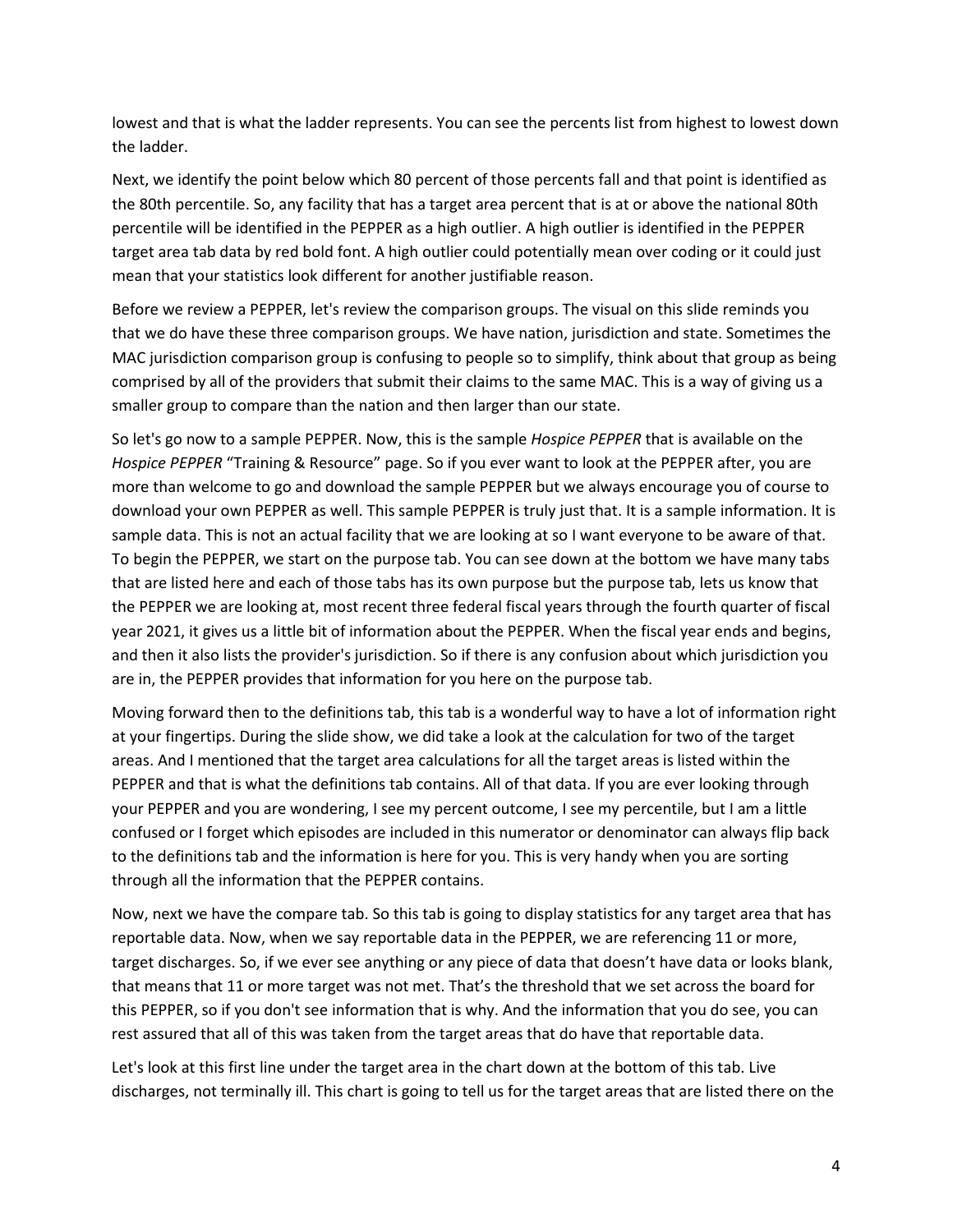lowest and that is what the ladder represents. You can see the percents list from highest to lowest down the ladder.

Next, we identify the point below which 80 percent of those percents fall and that point is identified as the 80th percentile. So, any facility that has a target area percent that is at or above the national 80th percentile will be identified in the PEPPER as a high outlier. A high outlier is identified in the PEPPER target area tab data by red bold font. A high outlier could potentially mean over coding or it could just mean that your statistics look different for another justifiable reason.

Before we review a PEPPER, let's review the comparison groups. The visual on this slide reminds you that we do have these three comparison groups. We have nation, jurisdiction and state. Sometimes the MAC jurisdiction comparison group is confusing to people so to simplify, think about that group as being comprised by all of the providers that submit their claims to the same MAC. This is a way of giving us a smaller group to compare than the nation and then larger than our state.

So let's go now to a sample PEPPER. Now, this is the sample *Hospice PEPPER* that is available on the *Hospice PEPPER* "Training & Resource" page. So if you ever want to look at the PEPPER after, you are more than welcome to go and download the sample PEPPER but we always encourage you of course to download your own PEPPER as well. This sample PEPPER is truly just that. It is a sample information. It is sample data. This is not an actual facility that we are looking at so I want everyone to be aware of that. To begin the PEPPER, we start on the purpose tab. You can see down at the bottom we have many tabs that are listed here and each of those tabs has its own purpose but the purpose tab, lets us know that the PEPPER we are looking at, most recent three federal fiscal years through the fourth quarter of fiscal year 2021, it gives us a little bit of information about the PEPPER. When the fiscal year ends and begins, and then it also lists the provider's jurisdiction. So if there is any confusion about which jurisdiction you are in, the PEPPER provides that information for you here on the purpose tab.

Moving forward then to the definitions tab, this tab is a wonderful way to have a lot of information right at your fingertips. During the slide show, we did take a look at the calculation for two of the target areas. And I mentioned that the target area calculations for all the target areas is listed within the PEPPER and that is what the definitions tab contains. All of that data. If you are ever looking through your PEPPER and you are wondering, I see my percent outcome, I see my percentile, but I am a little confused or I forget which episodes are included in this numerator or denominator can always flip back to the definitions tab and the information is here for you. This is very handy when you are sorting through all the information that the PEPPER contains.

Now, next we have the compare tab. So this tab is going to display statistics for any target area that has reportable data. Now, when we say reportable data in the PEPPER, we are referencing 11 or more, target discharges. So, if we ever see anything or any piece of data that doesn't have data or looks blank, that means that 11 or more target was not met. That's the threshold that we set across the board for this PEPPER, so if you don't see information that is why. And the information that you do see, you can rest assured that all of this was taken from the target areas that do have that reportable data.

Let's look at this first line under the target area in the chart down at the bottom of this tab. Live discharges, not terminally ill. This chart is going to tell us for the target areas that are listed there on the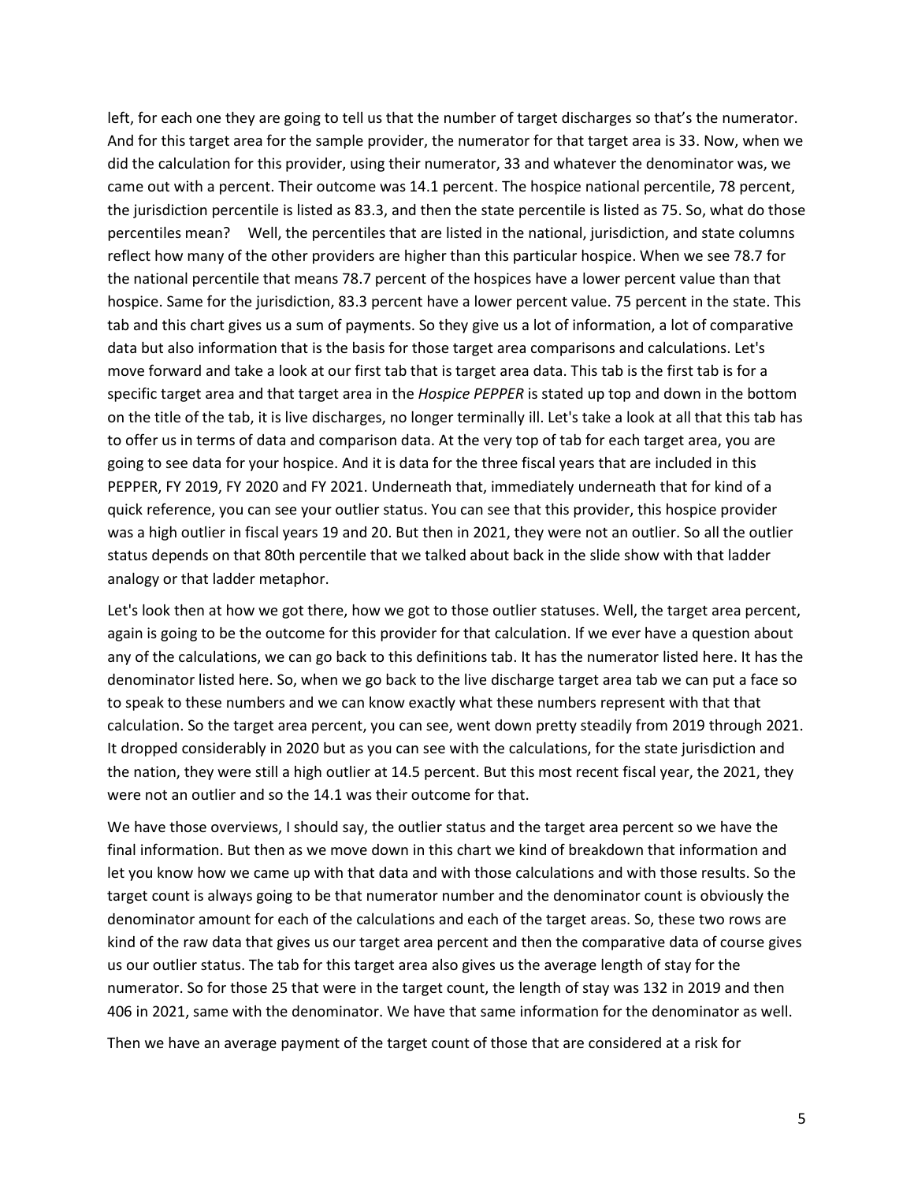left, for each one they are going to tell us that the number of target discharges so that's the numerator. And for this target area for the sample provider, the numerator for that target area is 33. Now, when we did the calculation for this provider, using their numerator, 33 and whatever the denominator was, we came out with a percent. Their outcome was 14.1 percent. The hospice national percentile, 78 percent, the jurisdiction percentile is listed as 83.3, and then the state percentile is listed as 75. So, what do those percentiles mean?   Well, the percentiles that are listed in the national, jurisdiction, and state columns reflect how many of the other providers are higher than this particular hospice. When we see 78.7 for the national percentile that means 78.7 percent of the hospices have a lower percent value than that hospice. Same for the jurisdiction, 83.3 percent have a lower percent value. 75 percent in the state. This tab and this chart gives us a sum of payments. So they give us a lot of information, a lot of comparative data but also information that is the basis for those target area comparisons and calculations. Let's move forward and take a look at our first tab that is target area data. This tab is the first tab is for a specific target area and that target area in the *Hospice PEPPER* is stated up top and down in the bottom on the title of the tab, it is live discharges, no longer terminally ill. Let's take a look at all that this tab has to offer us in terms of data and comparison data. At the very top of tab for each target area, you are going to see data for your hospice. And it is data for the three fiscal years that are included in this PEPPER, FY 2019, FY 2020 and FY 2021. Underneath that, immediately underneath that for kind of a quick reference, you can see your outlier status. You can see that this provider, this hospice provider was a high outlier in fiscal years 19 and 20. But then in 2021, they were not an outlier. So all the outlier status depends on that 80th percentile that we talked about back in the slide show with that ladder analogy or that ladder metaphor.

Let's look then at how we got there, how we got to those outlier statuses. Well, the target area percent, again is going to be the outcome for this provider for that calculation. If we ever have a question about any of the calculations, we can go back to this definitions tab. It has the numerator listed here. It has the denominator listed here. So, when we go back to the live discharge target area tab we can put a face so to speak to these numbers and we can know exactly what these numbers represent with that that calculation. So the target area percent, you can see, went down pretty steadily from 2019 through 2021. It dropped considerably in 2020 but as you can see with the calculations, for the state jurisdiction and the nation, they were still a high outlier at 14.5 percent. But this most recent fiscal year, the 2021, they were not an outlier and so the 14.1 was their outcome for that.

We have those overviews, I should say, the outlier status and the target area percent so we have the final information. But then as we move down in this chart we kind of breakdown that information and let you know how we came up with that data and with those calculations and with those results. So the target count is always going to be that numerator number and the denominator count is obviously the denominator amount for each of the calculations and each of the target areas. So, these two rows are kind of the raw data that gives us our target area percent and then the comparative data of course gives us our outlier status. The tab for this target area also gives us the average length of stay for the numerator. So for those 25 that were in the target count, the length of stay was 132 in 2019 and then 406 in 2021, same with the denominator. We have that same information for the denominator as well.

Then we have an average payment of the target count of those that are considered at a risk for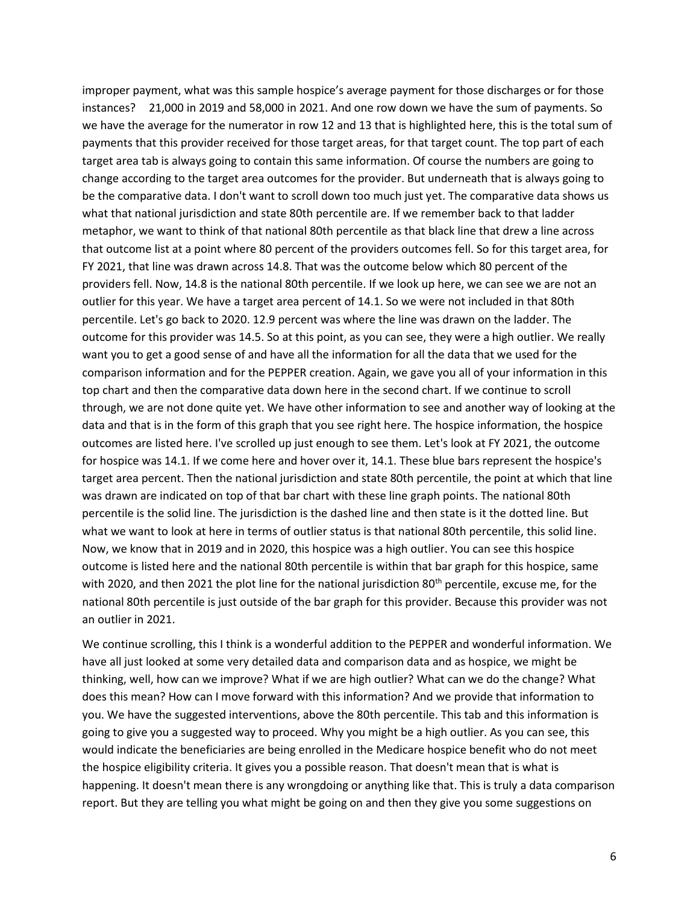improper payment, what was this sample hospice's average payment for those discharges or for those instances? 21,000 in 2019 and 58,000 in 2021. And one row down we have the sum of payments. So we have the average for the numerator in row 12 and 13 that is highlighted here, this is the total sum of payments that this provider received for those target areas, for that target count. The top part of each target area tab is always going to contain this same information. Of course the numbers are going to change according to the target area outcomes for the provider. But underneath that is always going to be the comparative data. I don't want to scroll down too much just yet. The comparative data shows us what that national jurisdiction and state 80th percentile are. If we remember back to that ladder metaphor, we want to think of that national 80th percentile as that black line that drew a line across that outcome list at a point where 80 percent of the providers outcomes fell. So for this target area, for FY 2021, that line was drawn across 14.8. That was the outcome below which 80 percent of the providers fell. Now, 14.8 is the national 80th percentile. If we look up here, we can see we are not an outlier for this year. We have a target area percent of 14.1. So we were not included in that 80th percentile. Let's go back to 2020. 12.9 percent was where the line was drawn on the ladder. The outcome for this provider was 14.5. So at this point, as you can see, they were a high outlier. We really want you to get a good sense of and have all the information for all the data that we used for the comparison information and for the PEPPER creation. Again, we gave you all of your information in this top chart and then the comparative data down here in the second chart. If we continue to scroll through, we are not done quite yet. We have other information to see and another way of looking at the data and that is in the form of this graph that you see right here. The hospice information, the hospice outcomes are listed here. I've scrolled up just enough to see them. Let's look at FY 2021, the outcome for hospice was 14.1. If we come here and hover over it, 14.1. These blue bars represent the hospice's target area percent. Then the national jurisdiction and state 80th percentile, the point at which that line was drawn are indicated on top of that bar chart with these line graph points. The national 80th percentile is the solid line. The jurisdiction is the dashed line and then state is it the dotted line. But what we want to look at here in terms of outlier status is that national 80th percentile, this solid line. Now, we know that in 2019 and in 2020, this hospice was a high outlier. You can see this hospice outcome is listed here and the national 80th percentile is within that bar graph for this hospice, same with 2020, and then 2021 the plot line for the national jurisdiction 80th percentile, excuse me, for the national 80th percentile is just outside of the bar graph for this provider. Because this provider was not an outlier in 2021.

We continue scrolling, this I think is a wonderful addition to the PEPPER and wonderful information. We have all just looked at some very detailed data and comparison data and as hospice, we might be thinking, well, how can we improve? What if we are high outlier? What can we do the change? What does this mean? How can I move forward with this information? And we provide that information to you. We have the suggested interventions, above the 80th percentile. This tab and this information is going to give you a suggested way to proceed. Why you might be a high outlier. As you can see, this would indicate the beneficiaries are being enrolled in the Medicare hospice benefit who do not meet the hospice eligibility criteria. It gives you a possible reason. That doesn't mean that is what is happening. It doesn't mean there is any wrongdoing or anything like that. This is truly a data comparison report. But they are telling you what might be going on and then they give you some suggestions on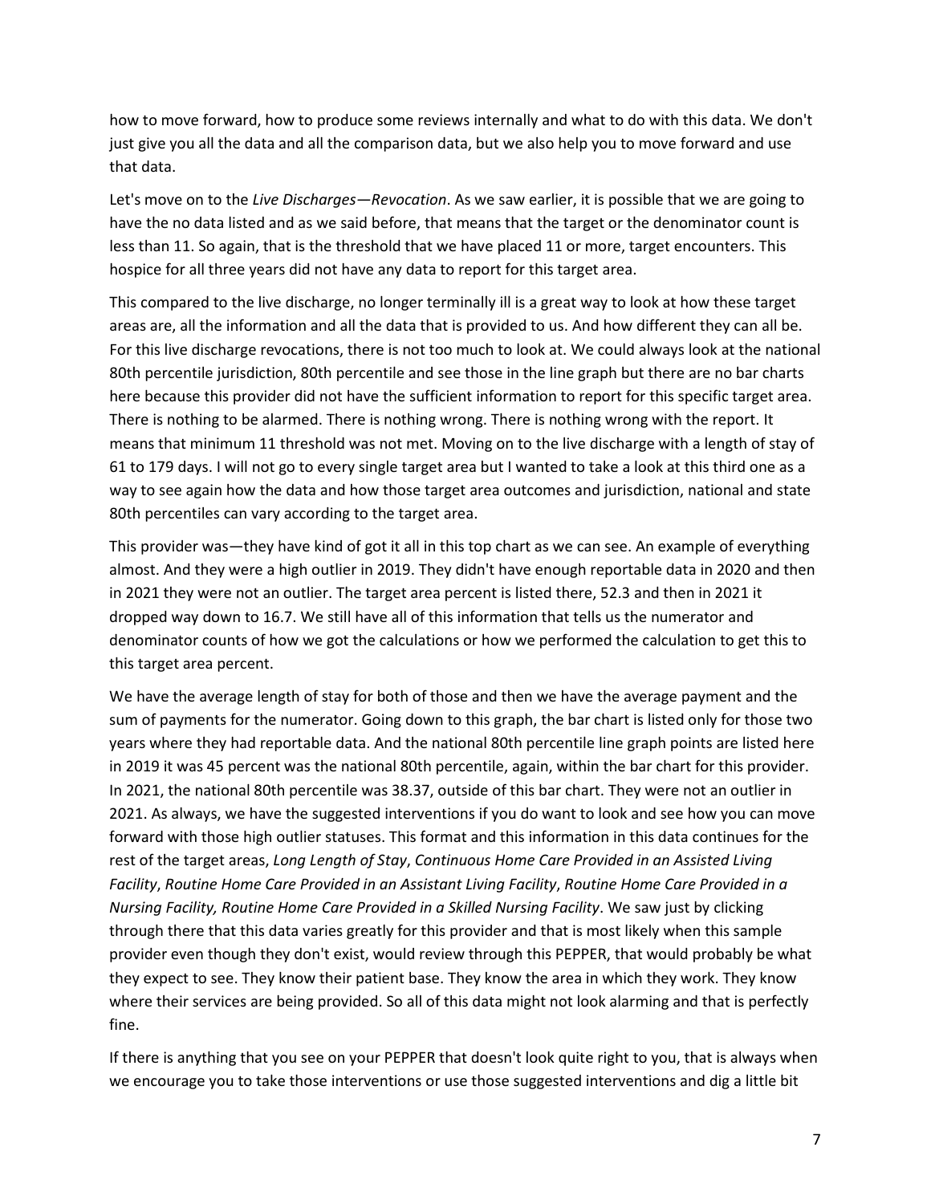how to move forward, how to produce some reviews internally and what to do with this data. We don't just give you all the data and all the comparison data, but we also help you to move forward and use that data.

Let's move on to the *Live Discharges—Revocation*. As we saw earlier, it is possible that we are going to have the no data listed and as we said before, that means that the target or the denominator count is less than 11. So again, that is the threshold that we have placed 11 or more, target encounters. This hospice for all three years did not have any data to report for this target area.

This compared to the live discharge, no longer terminally ill is a great way to look at how these target areas are, all the information and all the data that is provided to us. And how different they can all be. For this live discharge revocations, there is not too much to look at. We could always look at the national 80th percentile jurisdiction, 80th percentile and see those in the line graph but there are no bar charts here because this provider did not have the sufficient information to report for this specific target area. There is nothing to be alarmed. There is nothing wrong. There is nothing wrong with the report. It means that minimum 11 threshold was not met. Moving on to the live discharge with a length of stay of 61 to 179 days. I will not go to every single target area but I wanted to take a look at this third one as a way to see again how the data and how those target area outcomes and jurisdiction, national and state 80th percentiles can vary according to the target area.

This provider was—they have kind of got it all in this top chart as we can see. An example of everything almost. And they were a high outlier in 2019. They didn't have enough reportable data in 2020 and then in 2021 they were not an outlier. The target area percent is listed there, 52.3 and then in 2021 it dropped way down to 16.7. We still have all of this information that tells us the numerator and denominator counts of how we got the calculations or how we performed the calculation to get this to this target area percent.

We have the average length of stay for both of those and then we have the average payment and the sum of payments for the numerator. Going down to this graph, the bar chart is listed only for those two years where they had reportable data. And the national 80th percentile line graph points are listed here in 2019 it was 45 percent was the national 80th percentile, again, within the bar chart for this provider. In 2021, the national 80th percentile was 38.37, outside of this bar chart. They were not an outlier in 2021. As always, we have the suggested interventions if you do want to look and see how you can move forward with those high outlier statuses. This format and this information in this data continues for the rest of the target areas, *Long Length of Stay*, *Continuous Home Care Provided in an Assisted Living Facility*, *Routine Home Care Provided in an Assistant Living Facility*, *Routine Home Care Provided in a Nursing Facility, Routine Home Care Provided in a Skilled Nursing Facility*. We saw just by clicking through there that this data varies greatly for this provider and that is most likely when this sample provider even though they don't exist, would review through this PEPPER, that would probably be what they expect to see. They know their patient base. They know the area in which they work. They know where their services are being provided. So all of this data might not look alarming and that is perfectly fine.

If there is anything that you see on your PEPPER that doesn't look quite right to you, that is always when we encourage you to take those interventions or use those suggested interventions and dig a little bit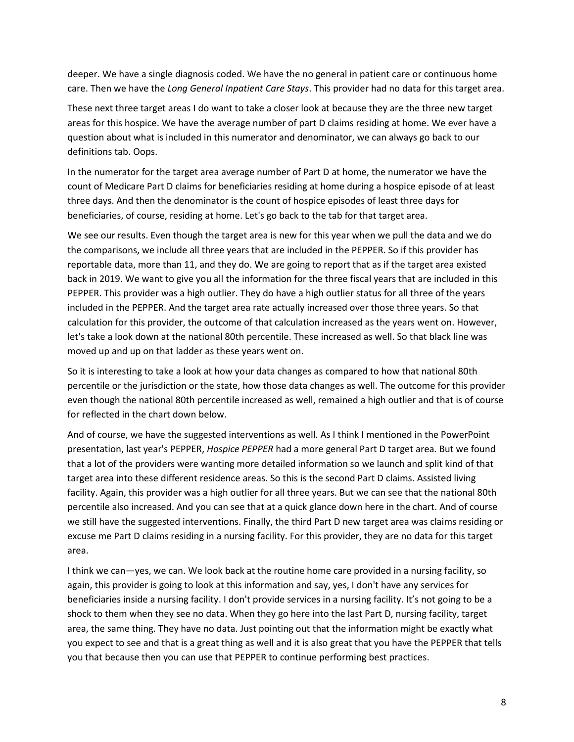deeper. We have a single diagnosis coded. We have the no general in patient care or continuous home care. Then we have the *Long General Inpatient Care Stays*. This provider had no data for this target area.

These next three target areas I do want to take a closer look at because they are the three new target areas for this hospice. We have the average number of part D claims residing at home. We ever have a question about what is included in this numerator and denominator, we can always go back to our definitions tab. Oops.

In the numerator for the target area average number of Part D at home, the numerator we have the count of Medicare Part D claims for beneficiaries residing at home during a hospice episode of at least three days. And then the denominator is the count of hospice episodes of least three days for beneficiaries, of course, residing at home. Let's go back to the tab for that target area.

We see our results. Even though the target area is new for this year when we pull the data and we do the comparisons, we include all three years that are included in the PEPPER. So if this provider has reportable data, more than 11, and they do. We are going to report that as if the target area existed back in 2019. We want to give you all the information for the three fiscal years that are included in this PEPPER. This provider was a high outlier. They do have a high outlier status for all three of the years included in the PEPPER. And the target area rate actually increased over those three years. So that calculation for this provider, the outcome of that calculation increased as the years went on. However, let's take a look down at the national 80th percentile. These increased as well. So that black line was moved up and up on that ladder as these years went on.

So it is interesting to take a look at how your data changes as compared to how that national 80th percentile or the jurisdiction or the state, how those data changes as well. The outcome for this provider even though the national 80th percentile increased as well, remained a high outlier and that is of course for reflected in the chart down below.

And of course, we have the suggested interventions as well. As I think I mentioned in the PowerPoint presentation, last year's PEPPER, *Hospice PEPPER* had a more general Part D target area. But we found that a lot of the providers were wanting more detailed information so we launch and split kind of that target area into these different residence areas. So this is the second Part D claims. Assisted living facility. Again, this provider was a high outlier for all three years. But we can see that the national 80th percentile also increased. And you can see that at a quick glance down here in the chart. And of course we still have the suggested interventions. Finally, the third Part D new target area was claims residing or excuse me Part D claims residing in a nursing facility. For this provider, they are no data for this target area.

I think we can—yes, we can. We look back at the routine home care provided in a nursing facility, so again, this provider is going to look at this information and say, yes, I don't have any services for beneficiaries inside a nursing facility. I don't provide services in a nursing facility. It's not going to be a shock to them when they see no data. When they go here into the last Part D, nursing facility, target area, the same thing. They have no data. Just pointing out that the information might be exactly what you expect to see and that is a great thing as well and it is also great that you have the PEPPER that tells you that because then you can use that PEPPER to continue performing best practices.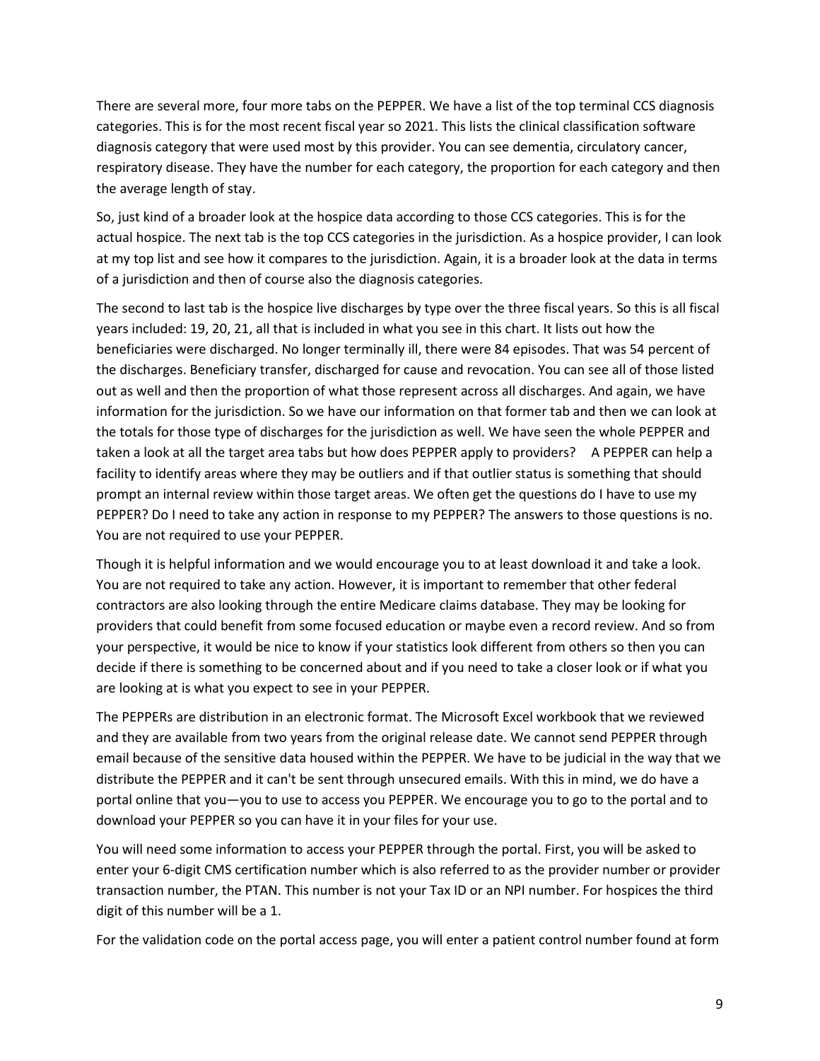There are several more, four more tabs on the PEPPER. We have a list of the top terminal CCS diagnosis categories. This is for the most recent fiscal year so 2021. This lists the clinical classification software diagnosis category that were used most by this provider. You can see dementia, circulatory cancer, respiratory disease. They have the number for each category, the proportion for each category and then the average length of stay.

So, just kind of a broader look at the hospice data according to those CCS categories. This is for the actual hospice. The next tab is the top CCS categories in the jurisdiction. As a hospice provider, I can look at my top list and see how it compares to the jurisdiction. Again, it is a broader look at the data in terms of a jurisdiction and then of course also the diagnosis categories.

The second to last tab is the hospice live discharges by type over the three fiscal years. So this is all fiscal years included: 19, 20, 21, all that is included in what you see in this chart. It lists out how the beneficiaries were discharged. No longer terminally ill, there were 84 episodes. That was 54 percent of the discharges. Beneficiary transfer, discharged for cause and revocation. You can see all of those listed out as well and then the proportion of what those represent across all discharges. And again, we have information for the jurisdiction. So we have our information on that former tab and then we can look at the totals for those type of discharges for the jurisdiction as well. We have seen the whole PEPPER and taken a look at all the target area tabs but how does PEPPER apply to providers? A PEPPER can help a facility to identify areas where they may be outliers and if that outlier status is something that should prompt an internal review within those target areas. We often get the questions do I have to use my PEPPER? Do I need to take any action in response to my PEPPER? The answers to those questions is no. You are not required to use your PEPPER.

Though it is helpful information and we would encourage you to at least download it and take a look. You are not required to take any action. However, it is important to remember that other federal contractors are also looking through the entire Medicare claims database. They may be looking for providers that could benefit from some focused education or maybe even a record review. And so from your perspective, it would be nice to know if your statistics look different from others so then you can decide if there is something to be concerned about and if you need to take a closer look or if what you are looking at is what you expect to see in your PEPPER.

The PEPPERs are distribution in an electronic format. The Microsoft Excel workbook that we reviewed and they are available from two years from the original release date. We cannot send PEPPER through email because of the sensitive data housed within the PEPPER. We have to be judicial in the way that we distribute the PEPPER and it can't be sent through unsecured emails. With this in mind, we do have a portal online that you—you to use to access you PEPPER. We encourage you to go to the portal and to download your PEPPER so you can have it in your files for your use.

You will need some information to access your PEPPER through the portal. First, you will be asked to enter your 6-digit CMS certification number which is also referred to as the provider number or provider transaction number, the PTAN. This number is not your Tax ID or an NPI number. For hospices the third digit of this number will be a 1.

For the validation code on the portal access page, you will enter a patient control number found at form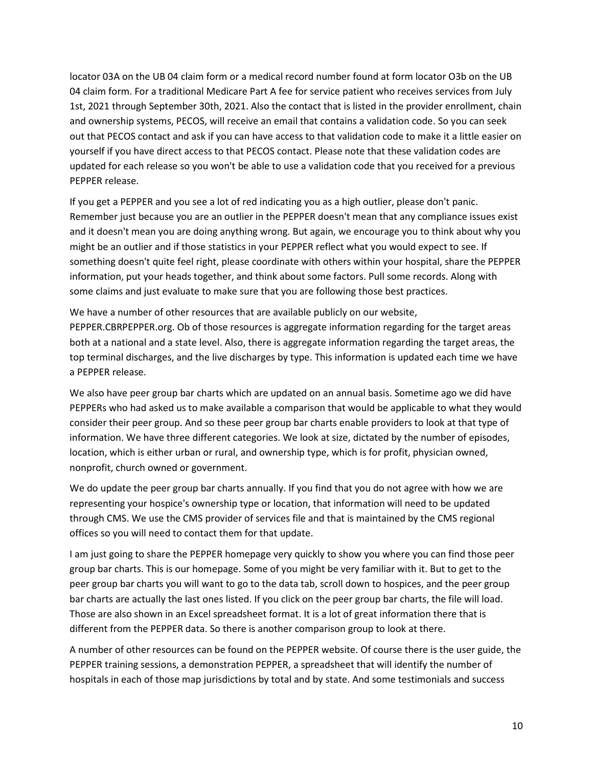locator 03A on the UB 04 claim form or a medical record number found at form locator O3b on the UB 04 claim form. For a traditional Medicare Part A fee for service patient who receives services from July 1st, 2021 through September 30th, 2021. Also the contact that is listed in the provider enrollment, chain and ownership systems, PECOS, will receive an email that contains a validation code. So you can seek out that PECOS contact and ask if you can have access to that validation code to make it a little easier on yourself if you have direct access to that PECOS contact. Please note that these validation codes are updated for each release so you won't be able to use a validation code that you received for a previous PEPPER release.

If you get a PEPPER and you see a lot of red indicating you as a high outlier, please don't panic. Remember just because you are an outlier in the PEPPER doesn't mean that any compliance issues exist and it doesn't mean you are doing anything wrong. But again, we encourage you to think about why you might be an outlier and if those statistics in your PEPPER reflect what you would expect to see. If something doesn't quite feel right, please coordinate with others within your hospital, share the PEPPER information, put your heads together, and think about some factors. Pull some records. Along with some claims and just evaluate to make sure that you are following those best practices.

We have a number of other resources that are available publicly on our website, PEPPER.CBRPEPPER.org. Ob of those resources is aggregate information regarding for the target areas both at a national and a state level. Also, there is aggregate information regarding the target areas, the top terminal discharges, and the live discharges by type. This information is updated each time we have a PEPPER release.

We also have peer group bar charts which are updated on an annual basis. Sometime ago we did have PEPPERs who had asked us to make available a comparison that would be applicable to what they would consider their peer group. And so these peer group bar charts enable providers to look at that type of information. We have three different categories. We look at size, dictated by the number of episodes, location, which is either urban or rural, and ownership type, which is for profit, physician owned, nonprofit, church owned or government.

We do update the peer group bar charts annually. If you find that you do not agree with how we are representing your hospice's ownership type or location, that information will need to be updated through CMS. We use the CMS provider of services file and that is maintained by the CMS regional offices so you will need to contact them for that update.

I am just going to share the PEPPER homepage very quickly to show you where you can find those peer group bar charts. This is our homepage. Some of you might be very familiar with it. But to get to the peer group bar charts you will want to go to the data tab, scroll down to hospices, and the peer group bar charts are actually the last ones listed. If you click on the peer group bar charts, the file will load. Those are also shown in an Excel spreadsheet format. It is a lot of great information there that is different from the PEPPER data. So there is another comparison group to look at there.

A number of other resources can be found on the PEPPER website. Of course there is the user guide, the PEPPER training sessions, a demonstration PEPPER, a spreadsheet that will identify the number of hospitals in each of those map jurisdictions by total and by state. And some testimonials and success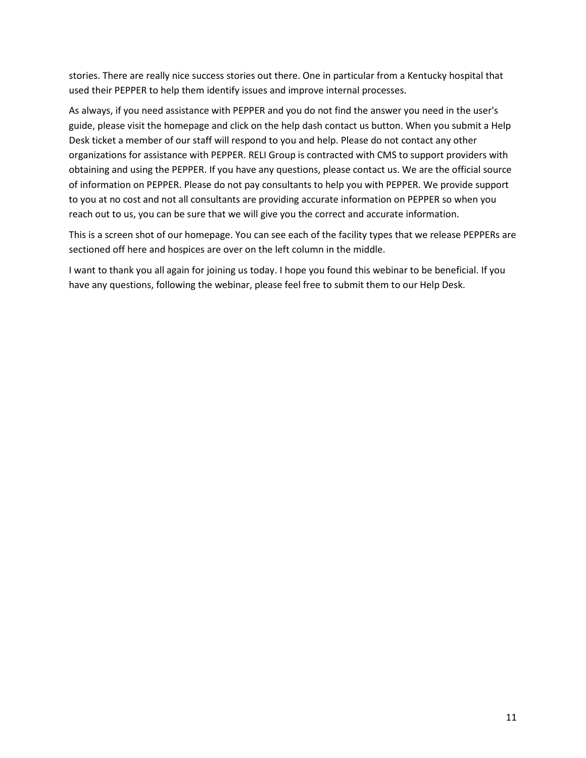stories. There are really nice success stories out there. One in particular from a Kentucky hospital that used their PEPPER to help them identify issues and improve internal processes.

As always, if you need assistance with PEPPER and you do not find the answer you need in the user's guide, please visit the homepage and click on the help dash contact us button. When you submit a Help Desk ticket a member of our staff will respond to you and help. Please do not contact any other organizations for assistance with PEPPER. RELI Group is contracted with CMS to support providers with obtaining and using the PEPPER. If you have any questions, please contact us. We are the official source of information on PEPPER. Please do not pay consultants to help you with PEPPER. We provide support to you at no cost and not all consultants are providing accurate information on PEPPER so when you reach out to us, you can be sure that we will give you the correct and accurate information.

This is a screen shot of our homepage. You can see each of the facility types that we release PEPPERs are sectioned off here and hospices are over on the left column in the middle.

I want to thank you all again for joining us today. I hope you found this webinar to be beneficial. If you have any questions, following the webinar, please feel free to submit them to our Help Desk.